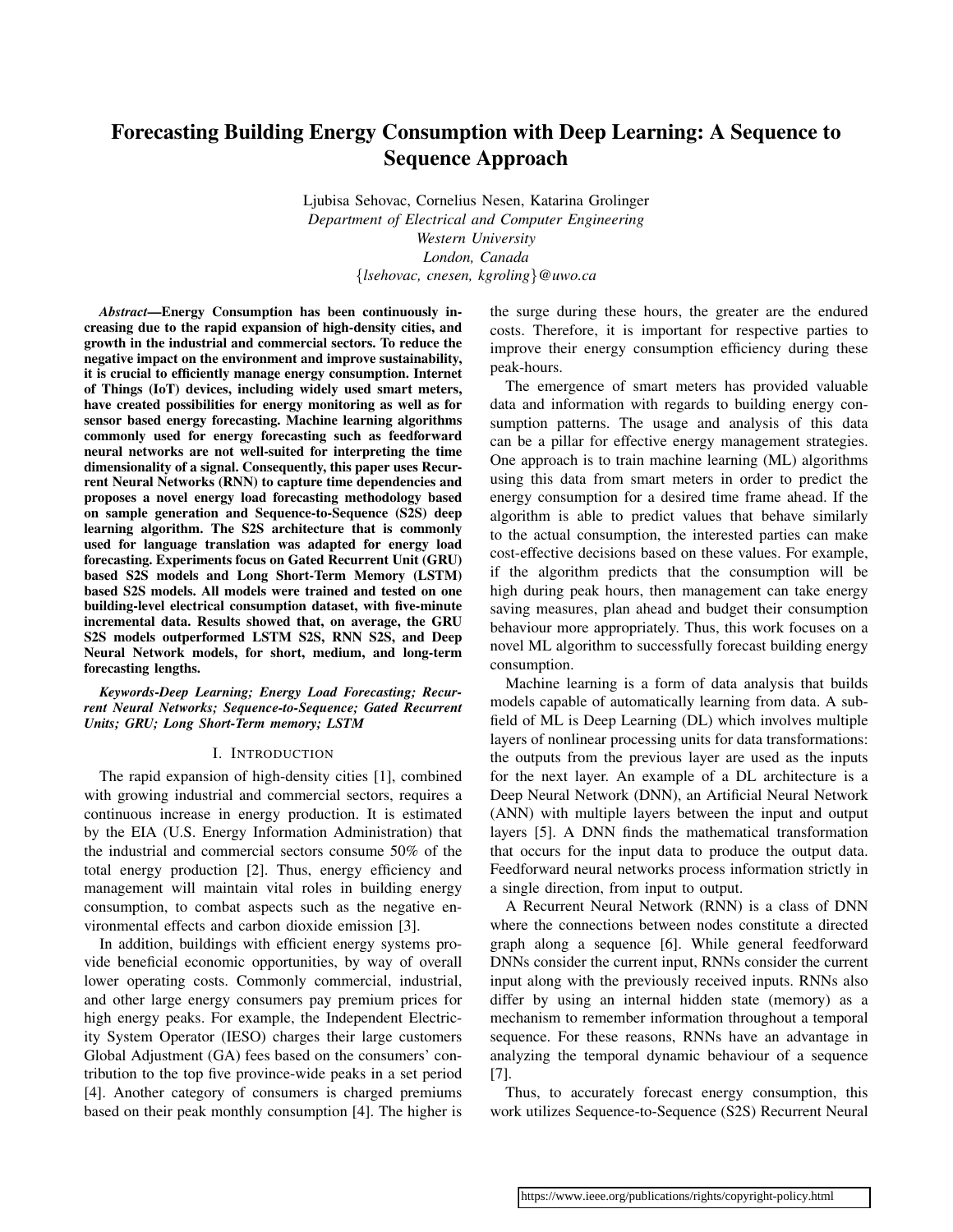# Forecasting Building Energy Consumption with Deep Learning: A Sequence to Sequence Approach

Ljubisa Sehovac, Cornelius Nesen, Katarina Grolinger
*Department of Electrical and Computer Engineering*
*Western University*
*London, Canada*
{*lsehovac, cnesen, kgroling*}*@uwo.ca*

***Abstract*—Energy Consumption has been continuously increasing due to the rapid expansion of high-density cities, and growth in the industrial and commercial sectors. To reduce the negative impact on the environment and improve sustainability, it is crucial to efficiently manage energy consumption. Internet of Things (IoT) devices, including widely used smart meters, have created possibilities for energy monitoring as well as for sensor based energy forecasting. Machine learning algorithms commonly used for energy forecasting such as feedforward neural networks are not well-suited for interpreting the time dimensionality of a signal. Consequently, this paper uses Recurrent Neural Networks (RNN) to capture time dependencies and proposes a novel energy load forecasting methodology based on sample generation and Sequence-to-Sequence (S2S) deep learning algorithm. The S2S architecture that is commonly used for language translation was adapted for energy load forecasting. Experiments focus on Gated Recurrent Unit (GRU) based S2S models and Long Short-Term Memory (LSTM) based S2S models. All models were trained and tested on one building-level electrical consumption dataset, with five-minute incremental data. Results showed that, on average, the GRU S2S models outperformed LSTM S2S, RNN S2S, and Deep Neural Network models, for short, medium, and long-term forecasting lengths.**

***Keywords-Deep Learning; Energy Load Forecasting; Recurrent Neural Networks; Sequence-to-Sequence; Gated Recurrent Units; GRU; Long Short-Term memory; LSTM***

## I. Introduction

The rapid expansion of high-density cities [1], combined with growing industrial and commercial sectors, requires a continuous increase in energy production. It is estimated by the EIA (U.S. Energy Information Administration) that the industrial and commercial sectors consume 50% of the total energy production [2]. Thus, energy efficiency and management will maintain vital roles in building energy consumption, to combat aspects such as the negative environmental effects and carbon dioxide emission [3].

In addition, buildings with efficient energy systems provide beneficial economic opportunities, by way of overall lower operating costs. Commonly commercial, industrial, and other large energy consumers pay premium prices for high energy peaks. For example, the Independent Electricity System Operator (IESO) charges their large customers Global Adjustment (GA) fees based on the consumers' contribution to the top five province-wide peaks in a set period [4]. Another category of consumers is charged premiums based on their peak monthly consumption [4]. The higher is the surge during these hours, the greater are the endured costs. Therefore, it is important for respective parties to improve their energy consumption efficiency during these peak-hours.

The emergence of smart meters has provided valuable data and information with regards to building energy consumption patterns. The usage and analysis of this data can be a pillar for effective energy management strategies. One approach is to train machine learning (ML) algorithms using this data from smart meters in order to predict the energy consumption for a desired time frame ahead. If the algorithm is able to predict values that behave similarly to the actual consumption, the interested parties can make cost-effective decisions based on these values. For example, if the algorithm predicts that the consumption will be high during peak hours, then management can take energy saving measures, plan ahead and budget their consumption behaviour more appropriately. Thus, this work focuses on a novel ML algorithm to successfully forecast building energy consumption.

Machine learning is a form of data analysis that builds models capable of automatically learning from data. A subfield of ML is Deep Learning (DL) which involves multiple layers of nonlinear processing units for data transformations: the outputs from the previous layer are used as the inputs for the next layer. An example of a DL architecture is a Deep Neural Network (DNN), an Artificial Neural Network (ANN) with multiple layers between the input and output layers [5]. A DNN finds the mathematical transformation that occurs for the input data to produce the output data. Feedforward neural networks process information strictly in a single direction, from input to output.

A Recurrent Neural Network (RNN) is a class of DNN where the connections between nodes constitute a directed graph along a sequence [6]. While general feedforward DNNs consider the current input, RNNs consider the current input along with the previously received inputs. RNNs also differ by using an internal hidden state (memory) as a mechanism to remember information throughout a temporal sequence. For these reasons, RNNs have an advantage in analyzing the temporal dynamic behaviour of a sequence [7].

Thus, to accurately forecast energy consumption, this work utilizes Sequence-to-Sequence (S2S) Recurrent Neural

https://www.ieee.org/publications/rights/copyright-policy.html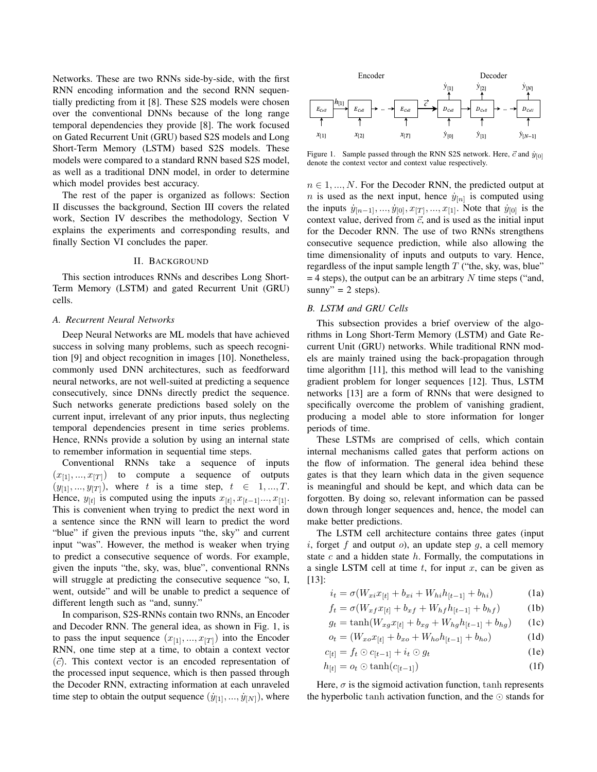Networks. These are two RNNs side-by-side, with the first RNN encoding information and the second RNN sequentially predicting from it [8]. These S2S models were chosen over the conventional DNNs because of the long range temporal dependencies they provide [8]. The work focused on Gated Recurrent Unit (GRU) based S2S models and Long Short-Term Memory (LSTM) based S2S models. These models were compared to a standard RNN based S2S model, as well as a traditional DNN model, in order to determine which model provides best accuracy.

The rest of the paper is organized as follows: Section II discusses the background, Section III covers the related work, Section IV describes the methodology, Section V explains the experiments and corresponding results, and finally Section VI concludes the paper.

## II. Background

This section introduces RNNs and describes Long Short-Term Memory (LSTM) and gated Recurrent Unit (GRU) cells.

### A. Recurrent Neural Networks

Deep Neural Networks are ML models that have achieved success in solving many problems, such as speech recognition [9] and object recognition in images [10]. Nonetheless, commonly used DNN architectures, such as feedforward neural networks, are not well-suited at predicting a sequence consecutively, since DNNs directly predict the sequence. Such networks generate predictions based solely on the current input, irrelevant of any prior inputs, thus neglecting temporal dependencies present in time series problems. Hence, RNNs provide a solution by using an internal state to remember information in sequential time steps.

Conventional RNNs take a sequence of inputs $(x_{[1]}, ..., x_{[T]})$ to compute a sequence of outputs $(y_{[1]}, ..., y_{[T]})$, where $t$ is a time step, $t \in 1, ..., T$. Hence, $y_{[t]}$ is computed using the inputs $x_{[t]}, x_{[t-1]} ..., x_{[1]}$. This is convenient when trying to predict the next word in a sentence since the RNN will learn to predict the word "blue" if given the previous inputs "the, sky" and current input "was". However, the method is weaker when trying to predict a consecutive sequence of words. For example, given the inputs "the, sky, was, blue", conventional RNNs will struggle at predicting the consecutive sequence "so, I, went, outside" and will be unable to predict a sequence of different length such as "and, sunny."

In comparison, S2S-RNNs contain two RNNs, an Encoder and Decoder RNN. The general idea, as shown in Fig. 1, is to pass the input sequence $(x_{[1]}, ..., x_{[T]})$ into the Encoder RNN, one time step at a time, to obtain a context vector ($\vec{c}$). This context vector is an encoded representation of the processed input sequence, which is then passed through the Decoder RNN, extracting information at each unraveled time step to obtain the output sequence $(\dot{y}_{[1]}, ..., \dot{y}_{[N]})$, where $n \in 1, ..., N$. For the Decoder RNN, the predicted output at $n$ is used as the next input, hence $\dot{y}_{[n]}$ is computed using the inputs $\dot{y}_{[n-1]}, ..., \dot{y}_{[0]}, x_{[T]}, ..., x_{[1]}$. Note that $\dot{y}_{[0]}$ is the context value, derived from $\vec{c}$, and is used as the initial input for the Decoder RNN. The use of two RNNs strengthens consecutive sequence prediction, while also allowing the time dimensionality of inputs and outputs to vary. Hence, regardless of the input sample length $T$ ("the, sky, was, blue" = 4 steps), the output can be an arbitrary $N$ time steps ("and, sunny" = 2 steps).

Figure 1. Sample passed through the RNN S2S network. Here, $\vec{c}$ and $\dot{y}_{[0]}$ denote the context vector and context value respectively.

### B. LSTM and GRU Cells

This subsection provides a brief overview of the algorithms in Long Short-Term Memory (LSTM) and Gate Recurrent Unit (GRU) networks. While traditional RNN models are mainly trained using the back-propagation through time algorithm [11], this method will lead to the vanishing gradient problem for longer sequences [12]. Thus, LSTM networks [13] are a form of RNNs that were designed to specifically overcome the problem of vanishing gradient, producing a model able to store information for longer periods of time.

These LSTMs are comprised of cells, which contain internal mechanisms called gates that perform actions on the flow of information. The general idea behind these gates is that they learn which data in the given sequence is meaningful and should be kept, and which data can be forgotten. By doing so, relevant information can be passed down through longer sequences and, hence, the model can make better predictions.

The LSTM cell architecture contains three gates (input $i$, forget $f$ and output $o$), an update step $g$, a cell memory state $c$ and a hidden state $h$. Formally, the computations in a single LSTM cell at time $t$, for input $x$, can be given as [13]:

$$i_t = \sigma(W_{xi}x_{[t]} + b_{xi} + W_{hi}h_{[t-1]} + b_{hi}) \tag{1a}$$

$$f_t = \sigma(W_{xf}x_{[t]} + b_{xf} + W_{hf}h_{[t-1]} + b_{hf}) \tag{1b}$$

$$g_t = \tanh(W_{xg}x_{[t]} + b_{xg} + W_{hg}h_{[t-1]} + b_{hg}) \tag{1c}$$

$$o_t = (W_{xo}x_{[t]} + b_{xo} + W_{ho}h_{[t-1]} + b_{ho}) \tag{1d}$$

$$c_{[t]} = f_t \odot c_{[t-1]} + i_t \odot g_t \tag{1e}$$

$$h_{[t]} = o_t \odot \tanh(c_{[t-1]}) \tag{1f}$$

Here, $\sigma$ is the sigmoid activation function, $\tanh$ represents the hyperbolic $\tanh$ activation function, and the $\odot$ stands for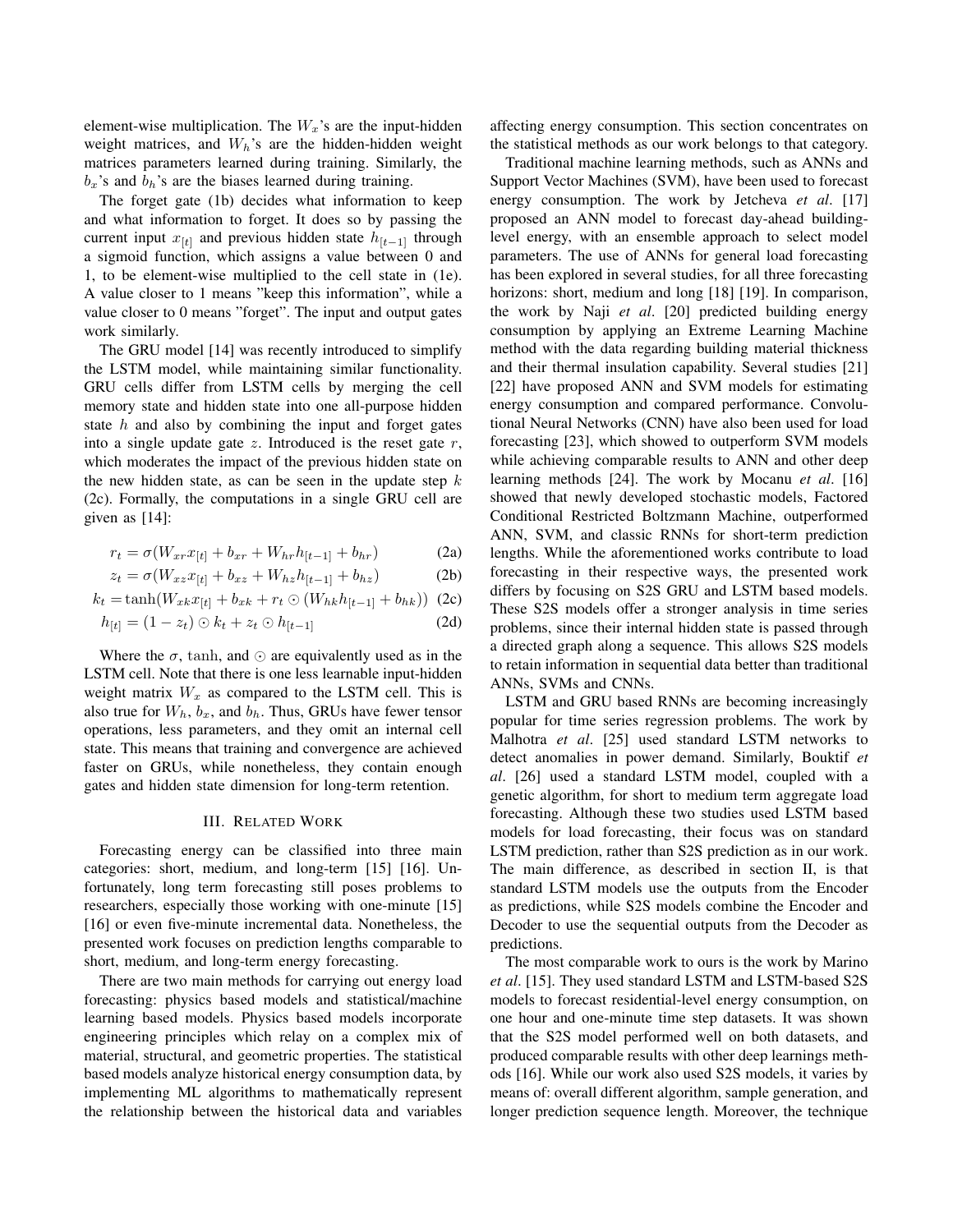element-wise multiplication. The $W_x$'s are the input-hidden weight matrices, and $W_h$'s are the hidden-hidden weight matrices parameters learned during training. Similarly, the $b_x$'s and $b_h$'s are the biases learned during training.

The forget gate (1b) decides what information to keep and what information to forget. It does so by passing the current input $x_{[t]}$ and previous hidden state $h_{[t-1]}$ through a sigmoid function, which assigns a value between 0 and 1, to be element-wise multiplied to the cell state in (1e). A value closer to 1 means "keep this information", while a value closer to 0 means "forget". The input and output gates work similarly.

The GRU model [14] was recently introduced to simplify the LSTM model, while maintaining similar functionality. GRU cells differ from LSTM cells by merging the cell memory state and hidden state into one all-purpose hidden state $h$ and also by combining the input and forget gates into a single update gate $z$. Introduced is the reset gate $r$, which moderates the impact of the previous hidden state on the new hidden state, as can be seen in the update step $k$ (2c). Formally, the computations in a single GRU cell are given as [14]:

$$r_t = \sigma(W_{xr}x_{[t]} + b_{xr} + W_{hr}h_{[t-1]} + b_{hr}) \tag{2a}$$

$$z_t = \sigma(W_{xz}x_{[t]} + b_{xz} + W_{hz}h_{[t-1]} + b_{hz}) \tag{2b}$$

$$k_t = \tanh(W_{xk}x_{[t]} + b_{xk} + r_t \odot (W_{hk}h_{[t-1]} + b_{hk})) \tag{2c}$$

$$h_{[t]} = (1 - z_t) \odot k_t + z_t \odot h_{[t-1]} \tag{2d}$$

Where the $\sigma$, $\tanh$, and $\odot$ are equivalently used as in the LSTM cell. Note that there is one less learnable input-hidden weight matrix $W_x$ as compared to the LSTM cell. This is also true for $W_h$, $b_x$, and $b_h$. Thus, GRUs have fewer tensor operations, less parameters, and they omit an internal cell state. This means that training and convergence are achieved faster on GRUs, while nonetheless, they contain enough gates and hidden state dimension for long-term retention.

## III. Related Work

Forecasting energy can be classified into three main categories: short, medium, and long-term [15] [16]. Unfortunately, long term forecasting still poses problems to researchers, especially those working with one-minute [15] [16] or even five-minute incremental data. Nonetheless, the presented work focuses on prediction lengths comparable to short, medium, and long-term energy forecasting.

There are two main methods for carrying out energy load forecasting: physics based models and statistical/machine learning based models. Physics based models incorporate engineering principles which relay on a complex mix of material, structural, and geometric properties. The statistical based models analyze historical energy consumption data, by implementing ML algorithms to mathematically represent the relationship between the historical data and variables affecting energy consumption. This section concentrates on the statistical methods as our work belongs to that category.

Traditional machine learning methods, such as ANNs and Support Vector Machines (SVM), have been used to forecast energy consumption. The work by Jetcheva *et al*. [17] proposed an ANN model to forecast day-ahead building-level energy, with an ensemble approach to select model parameters. The use of ANNs for general load forecasting has been explored in several studies, for all three forecasting horizons: short, medium and long [18] [19]. In comparison, the work by Naji *et al*. [20] predicted building energy consumption by applying an Extreme Learning Machine method with the data regarding building material thickness and their thermal insulation capability. Several studies [21] [22] have proposed ANN and SVM models for estimating energy consumption and compared performance. Convolutional Neural Networks (CNN) have also been used for load forecasting [23], which showed to outperform SVM models while achieving comparable results to ANN and other deep learning methods [24]. The work by Mocanu *et al*. [16] showed that newly developed stochastic models, Factored Conditional Restricted Boltzmann Machine, outperformed ANN, SVM, and classic RNNs for short-term prediction lengths. While the aforementioned works contribute to load forecasting in their respective ways, the presented work differs by focusing on S2S GRU and LSTM based models. These S2S models offer a stronger analysis in time series problems, since their internal hidden state is passed through a directed graph along a sequence. This allows S2S models to retain information in sequential data better than traditional ANNs, SVMs and CNNs.

LSTM and GRU based RNNs are becoming increasingly popular for time series regression problems. The work by Malhotra *et al*. [25] used standard LSTM networks to detect anomalies in power demand. Similarly, Bouktif *et al*. [26] used a standard LSTM model, coupled with a genetic algorithm, for short to medium term aggregate load forecasting. Although these two studies used LSTM based models for load forecasting, their focus was on standard LSTM prediction, rather than S2S prediction as in our work. The main difference, as described in section II, is that standard LSTM models use the outputs from the Encoder as predictions, while S2S models combine the Encoder and Decoder to use the sequential outputs from the Decoder as predictions.

The most comparable work to ours is the work by Marino *et al*. [15]. They used standard LSTM and LSTM-based S2S models to forecast residential-level energy consumption, on one hour and one-minute time step datasets. It was shown that the S2S model performed well on both datasets, and produced comparable results with other deep learnings methods [16]. While our work also used S2S models, it varies by means of: overall different algorithm, sample generation, and longer prediction sequence length. Moreover, the technique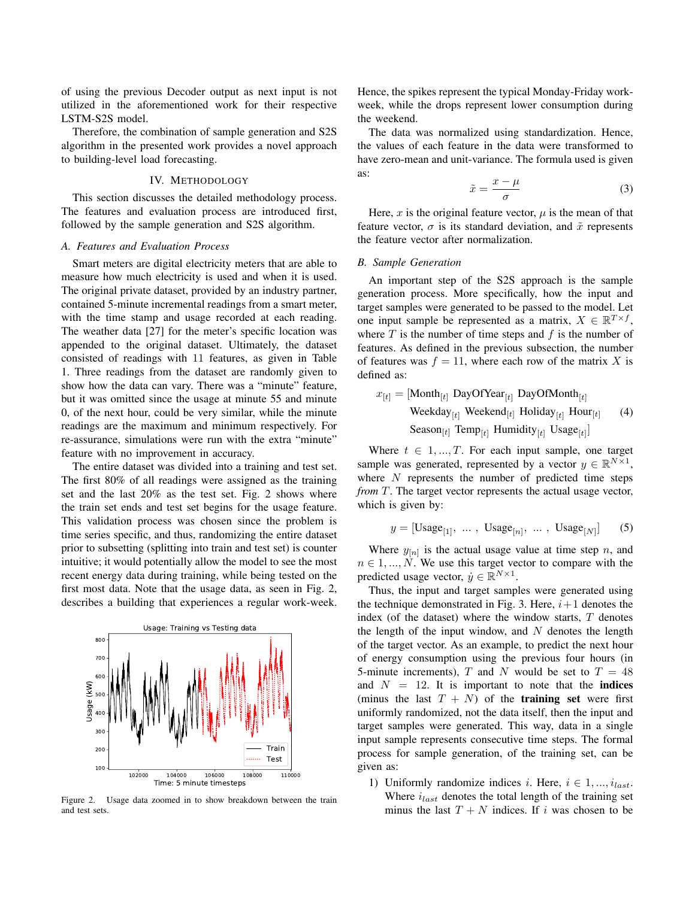of using the previous Decoder output as next input is not utilized in the aforementioned work for their respective LSTM-S2S model.

Therefore, the combination of sample generation and S2S algorithm in the presented work provides a novel approach to building-level load forecasting.

## IV. Methodology

This section discusses the detailed methodology process. The features and evaluation process are introduced first, followed by the sample generation and S2S algorithm.

### *A. Features and Evaluation Process*

Smart meters are digital electricity meters that are able to measure how much electricity is used and when it is used. The original private dataset, provided by an industry partner, contained 5-minute incremental readings from a smart meter, with the time stamp and usage recorded at each reading. The weather data [27] for the meter's specific location was appended to the original dataset. Ultimately, the dataset consisted of readings with 11 features, as given in Table 1. Three readings from the dataset are randomly given to show how the data can vary. There was a "minute" feature, but it was omitted since the usage at minute 55 and minute 0, of the next hour, could be very similar, while the minute readings are the maximum and minimum respectively. For re-assurance, simulations were run with the extra "minute" feature with no improvement in accuracy.

The entire dataset was divided into a training and test set. The first 80% of all readings were assigned as the training set and the last 20% as the test set. Fig. 2 shows where the train set ends and test set begins for the usage feature. This validation process was chosen since the problem is time series specific, and thus, randomizing the entire dataset prior to subsetting (splitting into train and test set) is counter intuitive; it would potentially allow the model to see the most recent energy data during training, while being tested on the first most data. Note that the usage data, as seen in Fig. 2, describes a building that experiences a regular work-week.

Figure 2. Usage data zoomed in to show breakdown between the train and test sets.

Hence, the spikes represent the typical Monday-Friday work-week, while the drops represent lower consumption during the weekend.

The data was normalized using standardization. Hence, the values of each feature in the data were transformed to have zero-mean and unit-variance. The formula used is given as:

$$\tilde{x} = \frac{x - \mu}{\sigma} \tag{3}$$

Here, $x$ is the original feature vector, $\mu$ is the mean of that feature vector, $\sigma$ is its standard deviation, and $\tilde{x}$ represents the feature vector after normalization.

### *B. Sample Generation*

An important step of the S2S approach is the sample generation process. More specifically, how the input and target samples were generated to be passed to the model. Let one input sample be represented as a matrix, $X \in \mathbb{R}^{T \times f}$, where $T$ is the number of time steps and $f$ is the number of features. As defined in the previous subsection, the number of features was $f = 11$, where each row of the matrix $X$ is defined as:

$$\begin{aligned} x_{[t]} = [&\text{Month}_{[t]}\ \text{DayOfYear}_{[t]}\ \text{DayOfMonth}_{[t]} \\ &\text{Weekday}_{[t]}\ \text{Weekend}_{[t]}\ \text{Holiday}_{[t]}\ \text{Hour}_{[t]} \\ &\text{Season}_{[t]}\ \text{Temp}_{[t]}\ \text{Humidity}_{[t]}\ \text{Usage}_{[t]}] \end{aligned} \tag{4}$$

Where $t \in 1, ..., T$. For each input sample, one target sample was generated, represented by a vector $y \in \mathbb{R}^{N \times 1}$, where $N$ represents the number of predicted time steps *from* $T$. The target vector represents the actual usage vector, which is given by:

$$y = [\text{Usage}_{[1]},\ \dots\ ,\ \text{Usage}_{[n]},\ \dots\ ,\ \text{Usage}_{[N]}] \tag{5}$$

Where $y_{[n]}$ is the actual usage value at time step $n$, and $n \in 1, ..., N$. We use this target vector to compare with the predicted usage vector, $\dot{y} \in \mathbb{R}^{N \times 1}$.

Thus, the input and target samples were generated using the technique demonstrated in Fig. 3. Here, $i+1$ denotes the index (of the dataset) where the window starts, $T$ denotes the length of the input window, and $N$ denotes the length of the target vector. As an example, to predict the next hour of energy consumption using the previous four hours (in 5-minute increments), $T$ and $N$ would be set to $T = 48$ and $N = 12$. It is important to note that the **indices** (minus the last $T + N$) of the **training set** were first uniformly randomized, not the data itself, then the input and target samples were generated. This way, data in a single input sample represents consecutive time steps. The formal process for sample generation, of the training set, can be given as:

1) Uniformly randomize indices $i$. Here, $i \in 1, ..., i_{last}$. Where $i_{last}$ denotes the total length of the training set minus the last $T + N$ indices. If $i$ was chosen to be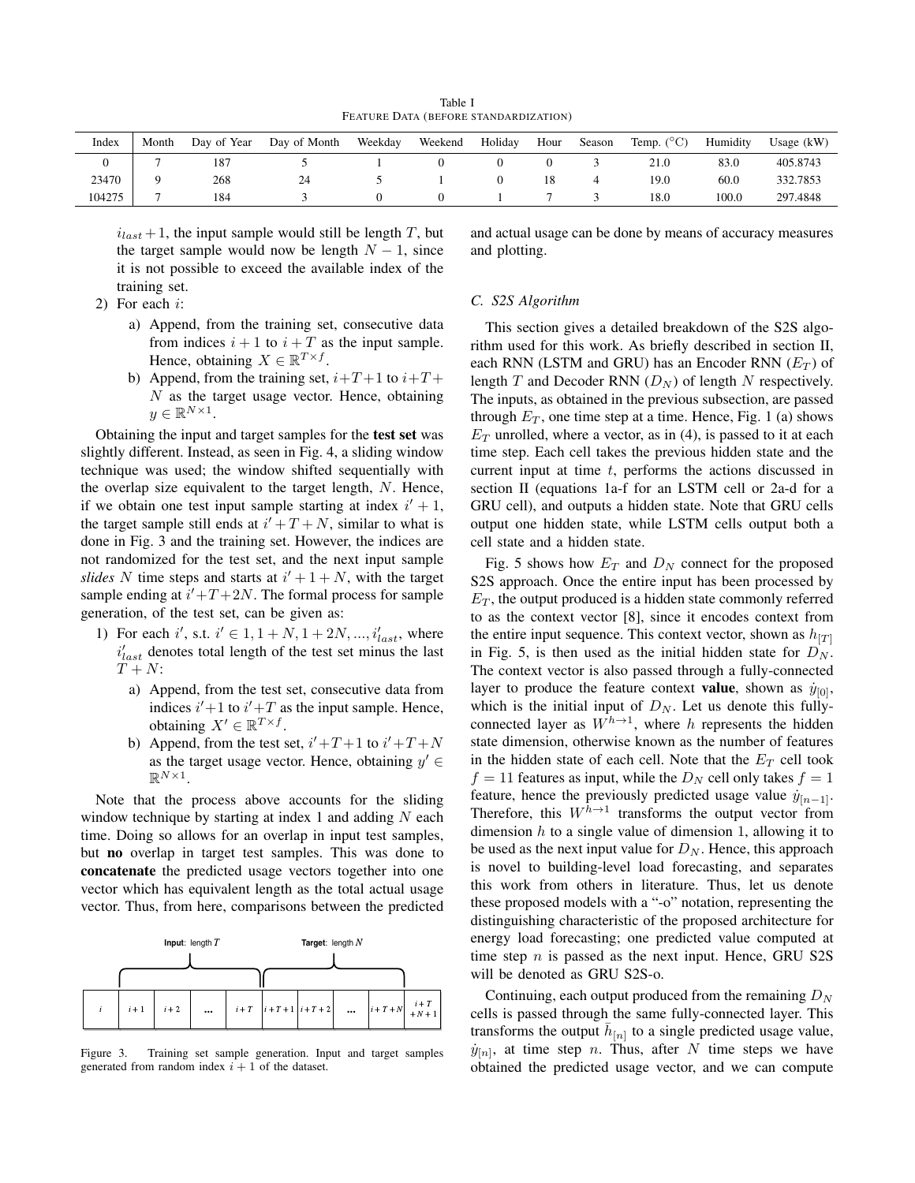Table I
FEATURE DATA (BEFORE STANDARDIZATION)

| Index | Month | Day of Year | Day of Month | Weekday | Weekend | Holiday | Hour | Season | Temp. (°C) | Humidity | Usage (kW) |
|---|---|---|---|---|---|---|---|---|---|---|---|
| 0 | 7 | 187 | 5 | 1 | 0 | 0 | 0 | 3 | 21.0 | 83.0 | 405.8743 |
| 23470 | 9 | 268 | 24 | 5 | 1 | 0 | 18 | 4 | 19.0 | 60.0 | 332.7853 |
| 104275 | 7 | 184 | 3 | 0 | 0 | 1 | 7 | 3 | 18.0 | 100.0 | 297.4848 |

$i_{last}+1$, the input sample would still be length $T$, but the target sample would now be length $N-1$, since it is not possible to exceed the available index of the training set.

2) For each $i$:
   a) Append, from the training set, consecutive data from indices $i+1$ to $i+T$ as the input sample. Hence, obtaining $X \in \mathbb{R}^{T \times f}$.
   b) Append, from the training set, $i+T+1$ to $i+T+N$ as the target usage vector. Hence, obtaining $y \in \mathbb{R}^{N \times 1}$.

Obtaining the input and target samples for the **test set** was slightly different. Instead, as seen in Fig. 4, a sliding window technique was used; the window shifted sequentially with the overlap size equivalent to the target length, $N$. Hence, if we obtain one test input sample starting at index $i'+1$, the target sample still ends at $i'+T+N$, similar to what is done in Fig. 3 and the training set. However, the indices are not randomized for the test set, and the next input sample *slides* $N$ time steps and starts at $i'+1+N$, with the target sample ending at $i'+T+2N$. The formal process for sample generation, of the test set, can be given as:

1) For each $i'$, s.t. $i' \in 1, 1+N, 1+2N, ..., i'_{last}$, where $i'_{last}$ denotes total length of the test set minus the last $T+N$:
   a) Append, from the test set, consecutive data from indices $i'+1$ to $i'+T$ as the input sample. Hence, obtaining $X' \in \mathbb{R}^{T \times f}$.
   b) Append, from the test set, $i'+T+1$ to $i'+T+N$ as the target usage vector. Hence, obtaining $y' \in \mathbb{R}^{N \times 1}$.

Note that the process above accounts for the sliding window technique by starting at index 1 and adding $N$ each time. Doing so allows for an overlap in input test samples, but **no** overlap in target test samples. This was done to **concatenate** the predicted usage vectors together into one vector which has equivalent length as the total actual usage vector. Thus, from here, comparisons between the predicted and actual usage can be done by means of accuracy measures and plotting.

| $i$ | $i+1$ | $i+2$ | ... | $i+T$ | $i+T+1$ | $i+T+2$ | ... | $i+T+N$ | $i+T+N+1$ |
|---|---|---|---|---|---|---|---|---|---|

(**Input**: length $T$ spans $i+1$ to $i+T$; **Target**: length $N$ spans $i+T+1$ to $i+T+N$)

Figure 3. Training set sample generation. Input and target samples generated from random index $i+1$ of the dataset.

### C. S2S Algorithm

This section gives a detailed breakdown of the S2S algorithm used for this work. As briefly described in section II, each RNN (LSTM and GRU) has an Encoder RNN ($E_T$) of length $T$ and Decoder RNN ($D_N$) of length $N$ respectively. The inputs, as obtained in the previous subsection, are passed through $E_T$, one time step at a time. Hence, Fig. 1 (a) shows $E_T$ unrolled, where a vector, as in (4), is passed to it at each time step. Each cell takes the previous hidden state and the current input at time $t$, performs the actions discussed in section II (equations 1a-f for an LSTM cell or 2a-d for a GRU cell), and outputs a hidden state. Note that GRU cells output one hidden state, while LSTM cells output both a cell state and a hidden state.

Fig. 5 shows how $E_T$ and $D_N$ connect for the proposed S2S approach. Once the entire input has been processed by $E_T$, the output produced is a hidden state commonly referred to as the context vector [8], since it encodes context from the entire input sequence. This context vector, shown as $h_{[T]}$ in Fig. 5, is then used as the initial hidden state for $D_N$. The context vector is also passed through a fully-connected layer to produce the feature context **value**, shown as $\dot{y}_{[0]}$, which is the initial input of $D_N$. Let us denote this fully-connected layer as $W^{h \to 1}$, where $h$ represents the hidden state dimension, otherwise known as the number of features in the hidden state of each cell. Note that the $E_T$ cell took $f = 11$ features as input, while the $D_N$ cell only takes $f = 1$ feature, hence the previously predicted usage value $\dot{y}_{[n-1]}$. Therefore, this $W^{h \to 1}$ transforms the output vector from dimension $h$ to a single value of dimension 1, allowing it to be used as the next input value for $D_N$. Hence, this approach is novel to building-level load forecasting, and separates this work from others in literature. Thus, let us denote these proposed models with a "-o" notation, representing the distinguishing characteristic of the proposed architecture for energy load forecasting; one predicted value computed at time step $n$ is passed as the next input. Hence, GRU S2S will be denoted as GRU S2S-o.

Continuing, each output produced from the remaining $D_N$ cells is passed through the same fully-connected layer. This transforms the output $\bar{h}_{[n]}$ to a single predicted usage value, $\dot{y}_{[n]}$, at time step $n$. Thus, after $N$ time steps we have obtained the predicted usage vector, and we can compute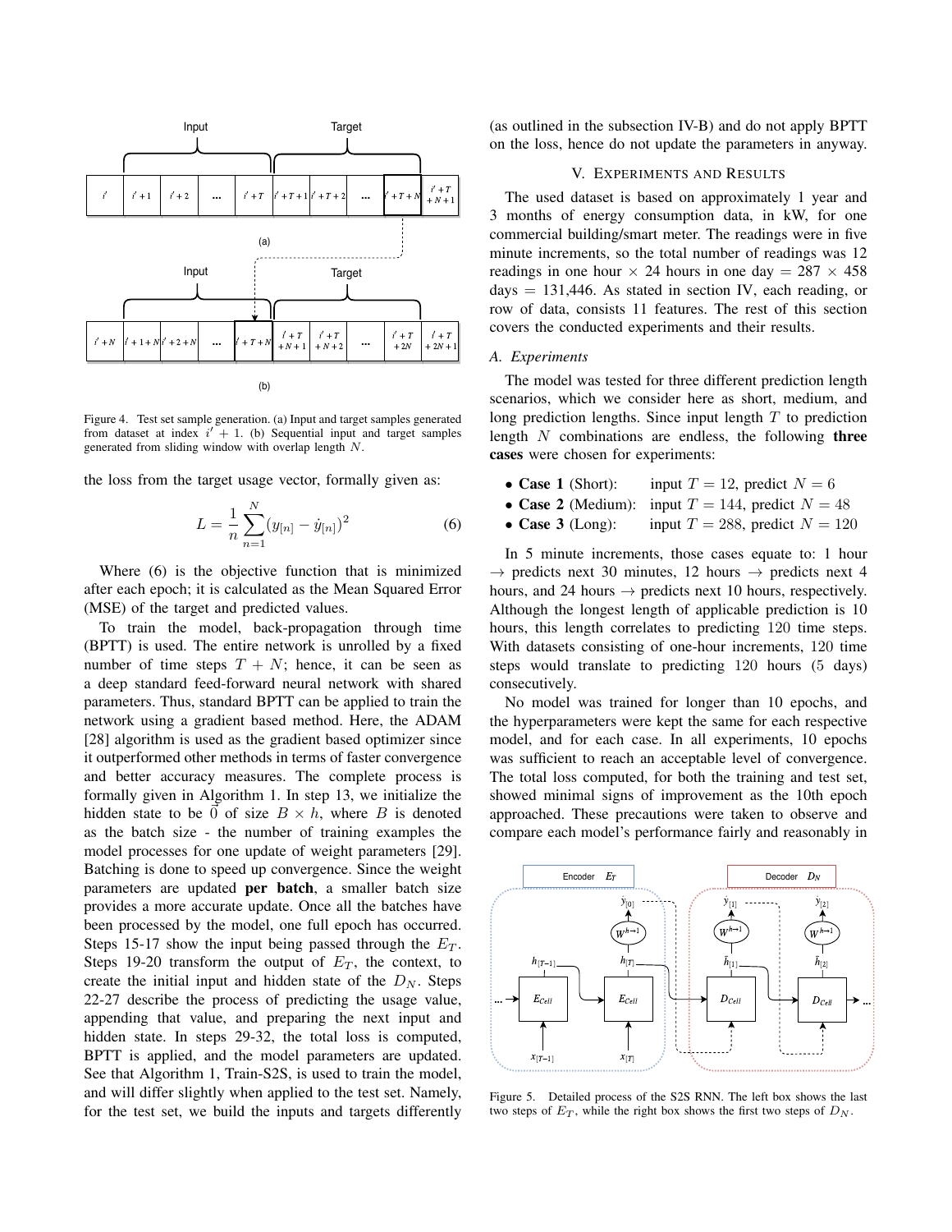Figure 4. Test set sample generation. (a) Input and target samples generated from dataset at index $i' + 1$. (b) Sequential input and target samples generated from sliding window with overlap length $N$.

the loss from the target usage vector, formally given as:

$$L = \frac{1}{n}\sum_{n=1}^{N}(y_{[n]} - \dot{y}_{[n]})^2 \tag{6}$$

Where (6) is the objective function that is minimized after each epoch; it is calculated as the Mean Squared Error (MSE) of the target and predicted values.

To train the model, back-propagation through time (BPTT) is used. The entire network is unrolled by a fixed number of time steps $T + N$; hence, it can be seen as a deep standard feed-forward neural network with shared parameters. Thus, standard BPTT can be applied to train the network using a gradient based method. Here, the ADAM [28] algorithm is used as the gradient based optimizer since it outperformed other methods in terms of faster convergence and better accuracy measures. The complete process is formally given in Algorithm 1. In step 13, we initialize the hidden state to be $\vec{0}$ of size $B \times h$, where $B$ is denoted as the batch size - the number of training examples the model processes for one update of weight parameters [29]. Batching is done to speed up convergence. Since the weight parameters are updated **per batch**, a smaller batch size provides a more accurate update. Once all the batches have been processed by the model, one full epoch has occurred. Steps 15-17 show the input being passed through the $E_T$. Steps 19-20 transform the output of $E_T$, the context, to create the initial input and hidden state of the $D_N$. Steps 22-27 describe the process of predicting the usage value, appending that value, and preparing the next input and hidden state. In steps 29-32, the total loss is computed, BPTT is applied, and the model parameters are updated. See that Algorithm 1, Train-S2S, is used to train the model, and will differ slightly when applied to the test set. Namely, for the test set, we build the inputs and targets differently (as outlined in the subsection IV-B) and do not apply BPTT on the loss, hence do not update the parameters in anyway.

## V. Experiments and Results

The used dataset is based on approximately 1 year and 3 months of energy consumption data, in kW, for one commercial building/smart meter. The readings were in five minute increments, so the total number of readings was 12 readings in one hour $\times$ 24 hours in one day $= 287 \times 458$ days $= 131{,}446$. As stated in section IV, each reading, or row of data, consists 11 features. The rest of this section covers the conducted experiments and their results.

### A. Experiments

The model was tested for three different prediction length scenarios, which we consider here as short, medium, and long prediction lengths. Since input length $T$ to prediction length $N$ combinations are endless, the following **three cases** were chosen for experiments:

- **Case 1** (Short): input $T = 12$, predict $N = 6$
- **Case 2** (Medium): input $T = 144$, predict $N = 48$
- **Case 3** (Long): input $T = 288$, predict $N = 120$

In 5 minute increments, those cases equate to: 1 hour $\rightarrow$ predicts next 30 minutes, 12 hours $\rightarrow$ predicts next 4 hours, and 24 hours $\rightarrow$ predicts next 10 hours, respectively. Although the longest length of applicable prediction is 10 hours, this length correlates to predicting 120 time steps. With datasets consisting of one-hour increments, 120 time steps would translate to predicting 120 hours (5 days) consecutively.

No model was trained for longer than 10 epochs, and the hyperparameters were kept the same for each respective model, and for each case. In all experiments, 10 epochs was sufficient to reach an acceptable level of convergence. The total loss computed, for both the training and test set, showed minimal signs of improvement as the 10th epoch approached. These precautions were taken to observe and compare each model's performance fairly and reasonably in

Figure 5. Detailed process of the S2S RNN. The left box shows the last two steps of $E_T$, while the right box shows the first two steps of $D_N$.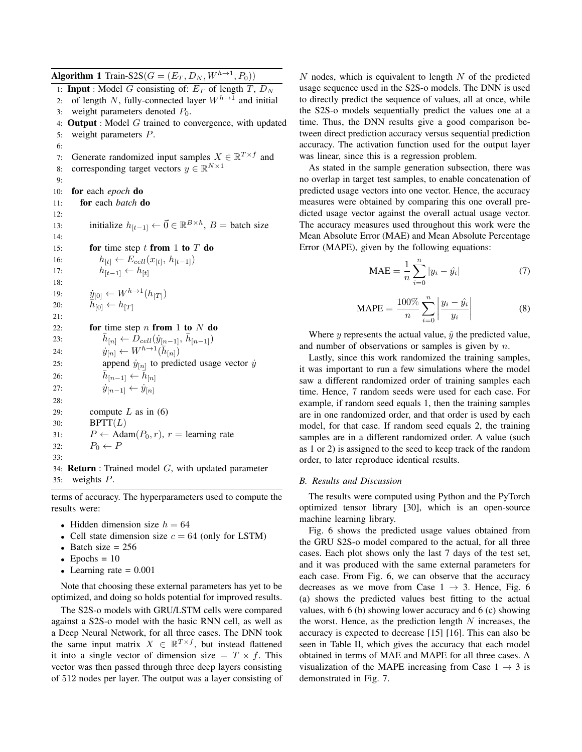**Algorithm 1** Train-S2S($G = (E_T, D_N, W^{h\to1}, P_0)$)

```
1:  Input : Model G consisting of: E_T of length T, D_N
2:  of length N, fully-connected layer W^{h→1} and initial
3:  weight parameters denoted P_0.
4:  Output : Model G trained to convergence, with updated
5:  weight parameters P.
6:
7:  Generate randomized input samples X ∈ R^{T×f} and
8:  corresponding target vectors y ∈ R^{N×1}
9:
10: for each epoch do
11:   for each batch do
12:
13:     initialize h_[t-1] ← 0⃗ ∈ R^{B×h}, B = batch size
14:
15:     for time step t from 1 to T do
16:       h_[t] ← E_cell(x_[t], h_[t-1])
17:       h_[t-1] ← h_[t]
18:
19:     ẏ_[0] ← W^{h→1}(h_[T])
20:     h̄_[0] ← h_[T]
21:
22:     for time step n from 1 to N do
23:       h̄_[n] ← D_cell(ẏ_[n-1], h̄_[n-1])
24:       ẏ_[n] ← W^{h→1}(h̄_[n])
25:       append ẏ_[n] to predicted usage vector ẏ
26:       h̄_[n-1] ← h̄_[n]
27:       ẏ_[n-1] ← ẏ_[n]
28:
29:     compute L as in (6)
30:     BPTT(L)
31:     P ← Adam(P_0, r), r = learning rate
32:     P_0 ← P
33:
34: Return : Trained model G, with updated parameter
35:   weights P.
```

terms of accuracy. The hyperparameters used to compute the results were:

- Hidden dimension size $h = 64$
- Cell state dimension size $c = 64$ (only for LSTM)
- Batch size = 256
- Epochs = 10
- Learning rate = 0.001

Note that choosing these external parameters has yet to be optimized, and doing so holds potential for improved results.

The S2S-o models with GRU/LSTM cells were compared against a S2S-o model with the basic RNN cell, as well as a Deep Neural Network, for all three cases. The DNN took the same input matrix $X \in \mathbb{R}^{T\times f}$, but instead flattened it into a single vector of dimension size $= T \times f$. This vector was then passed through three deep layers consisting of 512 nodes per layer. The output was a layer consisting of $N$ nodes, which is equivalent to length $N$ of the predicted usage sequence used in the S2S-o models. The DNN is used to directly predict the sequence of values, all at once, while the S2S-o models sequentially predict the values one at a time. Thus, the DNN results give a good comparison between direct prediction accuracy versus sequential prediction accuracy. The activation function used for the output layer was linear, since this is a regression problem.

As stated in the sample generation subsection, there was no overlap in target test samples, to enable concatenation of predicted usage vectors into one vector. Hence, the accuracy measures were obtained by comparing this one overall predicted usage vector against the overall actual usage vector. The accuracy measures used throughout this work were the Mean Absolute Error (MAE) and Mean Absolute Percentage Error (MAPE), given by the following equations:

$$\text{MAE} = \frac{1}{n}\sum_{i=0}^{n}|y_i - \hat{y_i}| \tag{7}$$

$$\text{MAPE} = \frac{100\%}{n}\sum_{i=0}^{n}\left|\frac{y_i - \hat{y_i}}{y_i}\right| \tag{8}$$

Where $y$ represents the actual value, $\hat{y}$ the predicted value, and number of observations or samples is given by $n$.

Lastly, since this work randomized the training samples, it was important to run a few simulations where the model saw a different randomized order of training samples each time. Hence, 7 random seeds were used for each case. For example, if random seed equals 1, then the training samples are in one randomized order, and that order is used by each model, for that case. If random seed equals 2, the training samples are in a different randomized order. A value (such as 1 or 2) is assigned to the seed to keep track of the random order, to later reproduce identical results.

### *B. Results and Discussion*

The results were computed using Python and the PyTorch optimized tensor library [30], which is an open-source machine learning library.

Fig. 6 shows the predicted usage values obtained from the GRU S2S-o model compared to the actual, for all three cases. Each plot shows only the last 7 days of the test set, and it was produced with the same external parameters for each case. From Fig. 6, we can observe that the accuracy decreases as we move from Case 1 $\to$ 3. Hence, Fig. 6 (a) shows the predicted values best fitting to the actual values, with 6 (b) showing lower accuracy and 6 (c) showing the worst. Hence, as the prediction length $N$ increases, the accuracy is expected to decrease [15] [16]. This can also be seen in Table II, which gives the accuracy that each model obtained in terms of MAE and MAPE for all three cases. A visualization of the MAPE increasing from Case 1 $\to$ 3 is demonstrated in Fig. 7.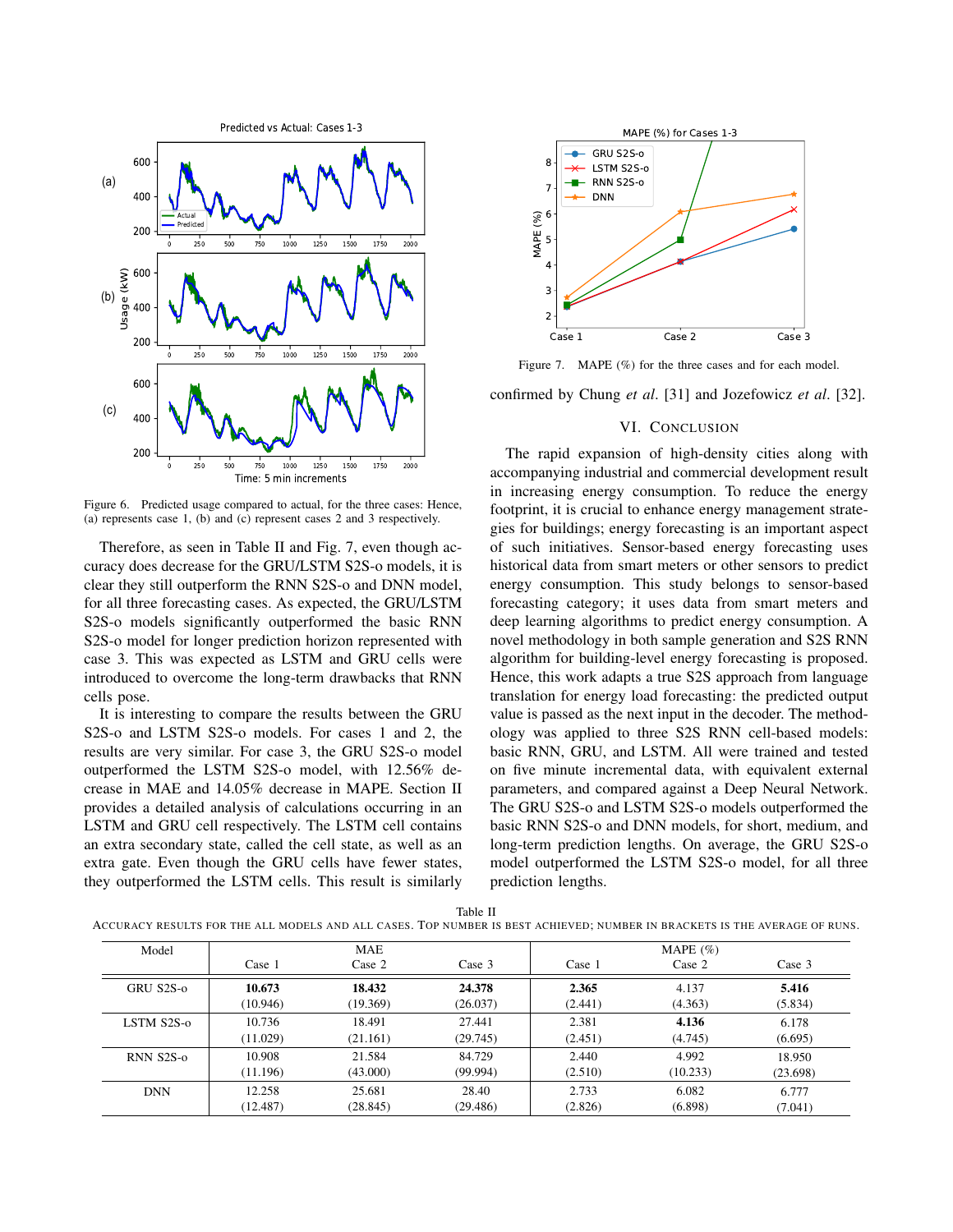Figure 6. Predicted usage compared to actual, for the three cases: Hence, (a) represents case 1, (b) and (c) represent cases 2 and 3 respectively.

Therefore, as seen in Table II and Fig. 7, even though accuracy does decrease for the GRU/LSTM S2S-o models, it is clear they still outperform the RNN S2S-o and DNN model, for all three forecasting cases. As expected, the GRU/LSTM S2S-o models significantly outperformed the basic RNN S2S-o model for longer prediction horizon represented with case 3. This was expected as LSTM and GRU cells were introduced to overcome the long-term drawbacks that RNN cells pose.

It is interesting to compare the results between the GRU S2S-o and LSTM S2S-o models. For cases 1 and 2, the results are very similar. For case 3, the GRU S2S-o model outperformed the LSTM S2S-o model, with 12.56% decrease in MAE and 14.05% decrease in MAPE. Section II provides a detailed analysis of calculations occurring in an LSTM and GRU cell respectively. The LSTM cell contains an extra secondary state, called the cell state, as well as an extra gate. Even though the GRU cells have fewer states, they outperformed the LSTM cells. This result is similarly confirmed by Chung *et al*. [31] and Jozefowicz *et al*. [32].

Figure 7. MAPE (%) for the three cases and for each model.

## VI. Conclusion

The rapid expansion of high-density cities along with accompanying industrial and commercial development result in increasing energy consumption. To reduce the energy footprint, it is crucial to enhance energy management strategies for buildings; energy forecasting is an important aspect of such initiatives. Sensor-based energy forecasting uses historical data from smart meters or other sensors to predict energy consumption. This study belongs to sensor-based forecasting category; it uses data from smart meters and deep learning algorithms to predict energy consumption. A novel methodology in both sample generation and S2S RNN algorithm for building-level energy forecasting is proposed. Hence, this work adapts a true S2S approach from language translation for energy load forecasting: the predicted output value is passed as the next input in the decoder. The methodology was applied to three S2S RNN cell-based models: basic RNN, GRU, and LSTM. All were trained and tested on five minute incremental data, with equivalent external parameters, and compared against a Deep Neural Network. The GRU S2S-o and LSTM S2S-o models outperformed the basic RNN S2S-o and DNN models, for short, medium, and long-term prediction lengths. On average, the GRU S2S-o model outperformed the LSTM S2S-o model, for all three prediction lengths.

Table II

Accuracy results for the all models and all cases. Top number is best achieved; number in brackets is the average of runs.

| Model | MAE | | | MAPE (%) | | |
|---|---|---|---|---|---|---|
| | Case 1 | Case 2 | Case 3 | Case 1 | Case 2 | Case 3 |
| GRU S2S-o | **10.673** (10.946) | **18.432** (19.369) | **24.378** (26.037) | **2.365** (2.441) | 4.137 (4.363) | **5.416** (5.834) |
| LSTM S2S-o | 10.736 (11.029) | 18.491 (21.161) | 27.441 (29.745) | 2.381 (2.451) | **4.136** (4.745) | 6.178 (6.695) |
| RNN S2S-o | 10.908 (11.196) | 21.584 (43.000) | 84.729 (99.994) | 2.440 (2.510) | 4.992 (10.233) | 18.950 (23.698) |
| DNN | 12.258 (12.487) | 25.681 (28.845) | 28.40 (29.486) | 2.733 (2.826) | 6.082 (6.898) | 6.777 (7.041) |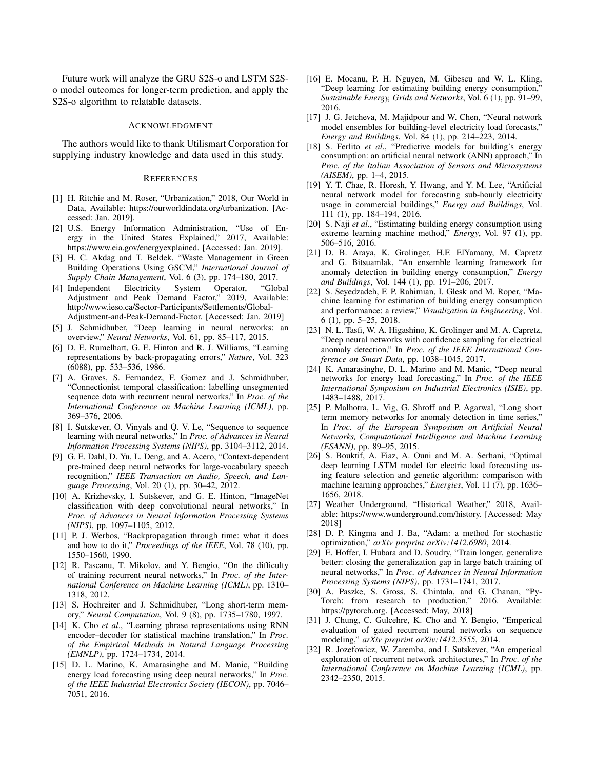Future work will analyze the GRU S2S-o and LSTM S2S-o model outcomes for longer-term prediction, and apply the S2S-o algorithm to relatable datasets.

## Acknowledgment

The authors would like to thank Utilismart Corporation for supplying industry knowledge and data used in this study.

## References

[1] H. Ritchie and M. Roser, "Urbanization," 2018, Our World in Data, Available: https://ourworldindata.org/urbanization. [Accessed: Jan. 2019].

[2] U.S. Energy Information Administration, "Use of Energy in the United States Explained," 2017, Available: https://www.eia.gov/energyexplained. [Accessed: Jan. 2019].

[3] H. C. Akdag and T. Beldek, "Waste Management in Green Building Operations Using GSCM," *International Journal of Supply Chain Management*, Vol. 6 (3), pp. 174–180, 2017.

[4] Independent Electricity System Operator, "Global Adjustment and Peak Demand Factor," 2019, Available: http://www.ieso.ca/Sector-Participants/Settlements/Global-Adjustment-and-Peak-Demand-Factor. [Accessed: Jan. 2019]

[5] J. Schmidhuber, "Deep learning in neural networks: an overview," *Neural Networks*, Vol. 61, pp. 85–117, 2015.

[6] D. E. Rumelhart, G. E. Hinton and R. J. Williams, "Learning representations by back-propagating errors," *Nature*, Vol. 323 (6088), pp. 533–536, 1986.

[7] A. Graves, S. Fernandez, F. Gomez and J. Schmidhuber, "Connectionist temporal classification: labelling unsegmented sequence data with recurrent neural networks," In *Proc. of the International Conference on Machine Learning (ICML)*, pp. 369–376, 2006.

[8] I. Sutskever, O. Vinyals and Q. V. Le, "Sequence to sequence learning with neural networks," In *Proc. of Advances in Neural Information Processing Systems (NIPS)*, pp. 3104–3112, 2014.

[9] G. E. Dahl, D. Yu, L. Deng, and A. Acero, "Context-dependent pre-trained deep neural networks for large-vocabulary speech recognition," *IEEE Transaction on Audio, Speech, and Language Processing*, Vol. 20 (1), pp. 30–42, 2012.

[10] A. Krizhevsky, I. Sutskever, and G. E. Hinton, "ImageNet classification with deep convolutional neural networks," In *Proc. of Advances in Neural Information Processing Systems (NIPS)*, pp. 1097–1105, 2012.

[11] P. J. Werbos, "Backpropagation through time: what it does and how to do it," *Proceedings of the IEEE*, Vol. 78 (10), pp. 1550–1560, 1990.

[12] R. Pascanu, T. Mikolov, and Y. Bengio, "On the difficulty of training recurrent neural networks," In *Proc. of the International Conference on Machine Learning (ICML)*, pp. 1310–1318, 2012.

[13] S. Hochreiter and J. Schmidhuber, "Long short-term memory," *Neural Computation*, Vol. 9 (8), pp. 1735–1780, 1997.

[14] K. Cho *et al*., "Learning phrase representations using RNN encoder–decoder for statistical machine translation," In *Proc. of the Empirical Methods in Natural Language Processing (EMNLP)*, pp. 1724–1734, 2014.

[15] D. L. Marino, K. Amarasinghe and M. Manic, "Building energy load forecasting using deep neural networks," In *Proc. of the IEEE Industrial Electronics Society (IECON)*, pp. 7046–7051, 2016.

[16] E. Mocanu, P. H. Nguyen, M. Gibescu and W. L. Kling, "Deep learning for estimating building energy consumption," *Sustainable Energy, Grids and Networks*, Vol. 6 (1), pp. 91–99, 2016.

[17] J. G. Jetcheva, M. Majidpour and W. Chen, "Neural network model ensembles for building-level electricity load forecasts," *Energy and Buildings*, Vol. 84 (1), pp. 214–223, 2014.

[18] S. Ferlito *et al*., "Predictive models for building's energy consumption: an artificial neural network (ANN) approach," In *Proc. of the Italian Association of Sensors and Microsystems (AISEM)*, pp. 1–4, 2015.

[19] Y. T. Chae, R. Horesh, Y. Hwang, and Y. M. Lee, "Artificial neural network model for forecasting sub-hourly electricity usage in commercial buildings," *Energy and Buildings*, Vol. 111 (1), pp. 184–194, 2016.

[20] S. Naji *et al*., "Estimating building energy consumption using extreme learning machine method," *Energy*, Vol. 97 (1), pp. 506–516, 2016.

[21] D. B. Araya, K. Grolinger, H.F. ElYamany, M. Capretz and G. Bitsuamlak, "An ensemble learning framework for anomaly detection in building energy consumption," *Energy and Buildings*, Vol. 144 (1), pp. 191–206, 2017.

[22] S. Seyedzadeh, F. P. Rahimian, I. Glesk and M. Roper, "Machine learning for estimation of building energy consumption and performance: a review," *Visualization in Engineering*, Vol. 6 (1), pp. 5–25, 2018.

[23] N. L. Tasfi, W. A. Higashino, K. Grolinger and M. A. Capretz, "Deep neural networks with confidence sampling for electrical anomaly detection," In *Proc. of the IEEE International Conference on Smart Data*, pp. 1038–1045, 2017.

[24] K. Amarasinghe, D. L. Marino and M. Manic, "Deep neural networks for energy load forecasting," In *Proc. of the IEEE International Symposium on Industrial Electronics (ISIE)*, pp. 1483–1488, 2017.

[25] P. Malhotra, L. Vig, G. Shroff and P. Agarwal, "Long short term memory networks for anomaly detection in time series," In *Proc. of the European Symposium on Artificial Neural Networks, Computational Intelligence and Machine Learning (ESANN)*, pp. 89–95, 2015.

[26] S. Bouktif, A. Fiaz, A. Ouni and M. A. Serhani, "Optimal deep learning LSTM model for electric load forecasting using feature selection and genetic algorithm: comparison with machine learning approaches," *Energies*, Vol. 11 (7), pp. 1636–1656, 2018.

[27] Weather Underground, "Historical Weather," 2018, Available: https://www.wunderground.com/history. [Accessed: May 2018]

[28] D. P. Kingma and J. Ba, "Adam: a method for stochastic optimization," *arXiv preprint arXiv:1412.6980*, 2014.

[29] E. Hoffer, I. Hubara and D. Soudry, "Train longer, generalize better: closing the generalization gap in large batch training of neural networks," In *Proc. of Advances in Neural Information Processing Systems (NIPS)*, pp. 1731–1741, 2017.

[30] A. Paszke, S. Gross, S. Chintala, and G. Chanan, "PyTorch: from research to production," 2016. Available: https://pytorch.org. [Accessed: May, 2018]

[31] J. Chung, C. Gulcehre, K. Cho and Y. Bengio, "Emperical evaluation of gated recurrent neural networks on sequence modeling," *arXiv preprint arXiv:1412.3555*, 2014.

[32] R. Jozefowicz, W. Zaremba, and I. Sutskever, "An emperical exploration of recurrent network architectures," In *Proc. of the International Conference on Machine Learning (ICML)*, pp. 2342–2350, 2015.